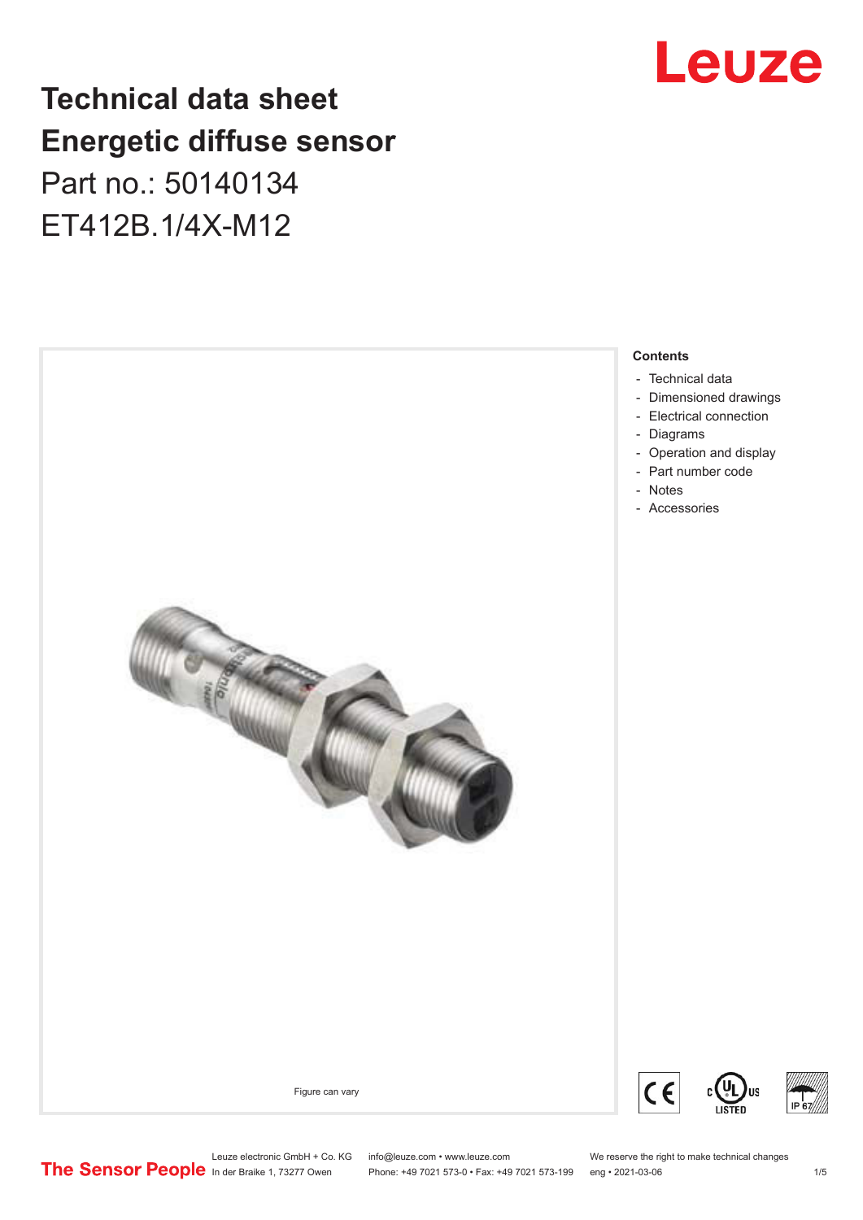# Technical data sheet
# Energetic diffuse sensor

Part no.: 50140134

ET412B.1/4X-M12

Figure can vary

**Contents**

- Technical data
- Dimensioned drawings
- Electrical connection
- Diagrams
- Operation and display
- Part number code
- Notes
- Accessories

Leuze electronic GmbH + Co. KG
In der Braike 1, 73277 Owen

info@leuze.com • www.leuze.com
Phone: +49 7021 573-0 • Fax: +49 7021 573-199

We reserve the right to make technical changes
eng • 2021-03-06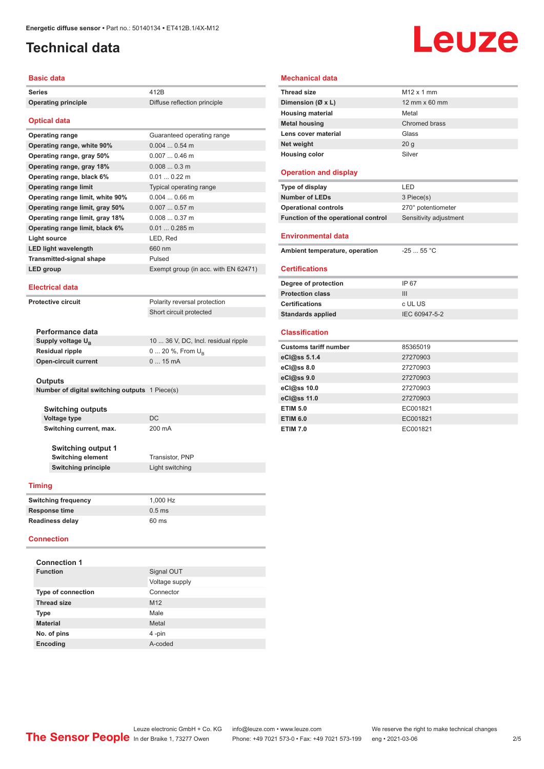Energetic diffuse sensor • Part no.: 50140134 • ET412B.1/4X-M12

# Technical data

## Basic data

| | |
|---|---|
| Series | 412B |
| Operating principle | Diffuse reflection principle |

## Optical data

| | |
|---|---|
| Operating range | Guaranteed operating range |
| Operating range, white 90% | 0.004 ... 0.54 m |
| Operating range, gray 50% | 0.007 ... 0.46 m |
| Operating range, gray 18% | 0.008 ... 0.3 m |
| Operating range, black 6% | 0.01 ... 0.22 m |
| Operating range limit | Typical operating range |
| Operating range limit, white 90% | 0.004 ... 0.66 m |
| Operating range limit, gray 50% | 0.007 ... 0.57 m |
| Operating range limit, gray 18% | 0.008 ... 0.37 m |
| Operating range limit, black 6% | 0.01 ... 0.285 m |
| Light source | LED, Red |
| LED light wavelength | 660 nm |
| Transmitted-signal shape | Pulsed |
| LED group | Exempt group (in acc. with EN 62471) |

## Electrical data

| | |
|---|---|
| Protective circuit | Polarity reversal protection |
| | Short circuit protected |

### Performance data

| | |
|---|---|
| Supply voltage $U_B$ | 10 ... 36 V, DC, Incl. residual ripple |
| Residual ripple | 0 ... 20 %, From $U_B$ |
| Open-circuit current | 0 ... 15 mA |

### Outputs

| | |
|---|---|
| Number of digital switching outputs | 1 Piece(s) |

#### Switching outputs

| | |
|---|---|
| Voltage type | DC |
| Switching current, max. | 200 mA |

##### Switching output 1

| | |
|---|---|
| Switching element | Transistor, PNP |
| Switching principle | Light switching |

## Timing

| | |
|---|---|
| Switching frequency | 1,000 Hz |
| Response time | 0.5 ms |
| Readiness delay | 60 ms |

## Connection

### Connection 1

| | |
|---|---|
| Function | Signal OUT |
| | Voltage supply |
| Type of connection | Connector |
| Thread size | M12 |
| Type | Male |
| Material | Metal |
| No. of pins | 4 -pin |
| Encoding | A-coded |

## Mechanical data

| | |
|---|---|
| Thread size | M12 x 1 mm |
| Dimension (Ø x L) | 12 mm x 60 mm |
| Housing material | Metal |
| Metal housing | Chromed brass |
| Lens cover material | Glass |
| Net weight | 20 g |
| Housing color | Silver |

## Operation and display

| | |
|---|---|
| Type of display | LED |
| Number of LEDs | 3 Piece(s) |
| Operational controls | 270° potentiometer |
| Function of the operational control | Sensitivity adjustment |

## Environmental data

| | |
|---|---|
| Ambient temperature, operation | -25 ... 55 °C |

## Certifications

| | |
|---|---|
| Degree of protection | IP 67 |
| Protection class | III |
| Certifications | c UL US |
| Standards applied | IEC 60947-5-2 |

## Classification

| | |
|---|---|
| Customs tariff number | 85365019 |
| eCl@ss 5.1.4 | 27270903 |
| eCl@ss 8.0 | 27270903 |
| eCl@ss 9.0 | 27270903 |
| eCl@ss 10.0 | 27270903 |
| eCl@ss 11.0 | 27270903 |
| ETIM 5.0 | EC001821 |
| ETIM 6.0 | EC001821 |
| ETIM 7.0 | EC001821 |

The Sensor People — Leuze electronic GmbH + Co. KG, In der Braike 1, 73277 Owen • info@leuze.com • www.leuze.com • Phone: +49 7021 573-0 • Fax: +49 7021 573-199 • We reserve the right to make technical changes • eng • 2021-03-06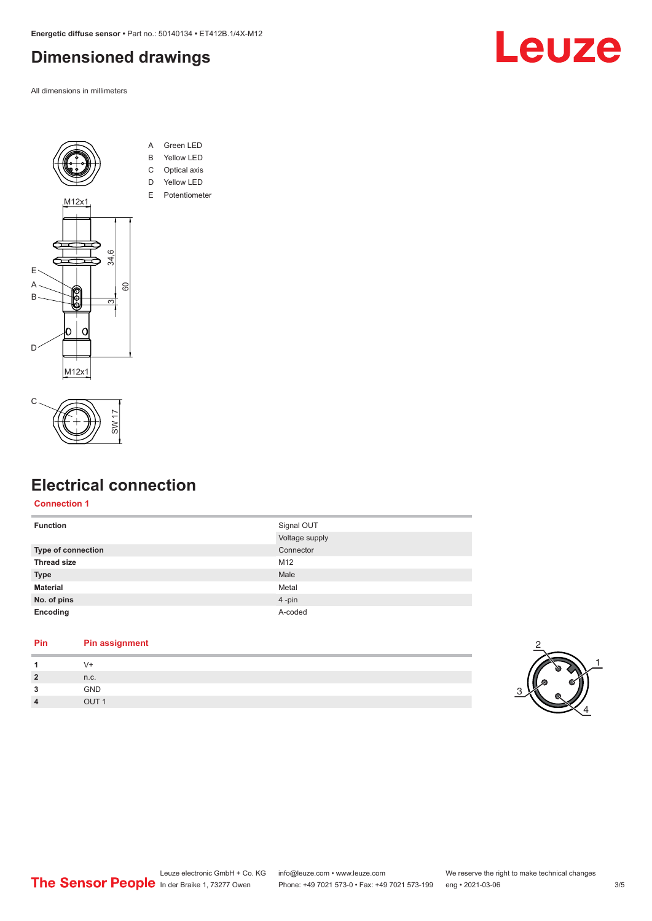# Dimensioned drawings

All dimensions in millimeters

A Green LED
B Yellow LED
C Optical axis
D Yellow LED
E Potentiometer

# Electrical connection

## Connection 1

| | |
|---|---|
| **Function** | Signal OUT |
| | Voltage supply |
| **Type of connection** | Connector |
| **Thread size** | M12 |
| **Type** | Male |
| **Material** | Metal |
| **No. of pins** | 4 -pin |
| **Encoding** | A-coded |

| Pin | Pin assignment |
|---|---|
| **1** | V+ |
| **2** | n.c. |
| **3** | GND |
| **4** | OUT 1 |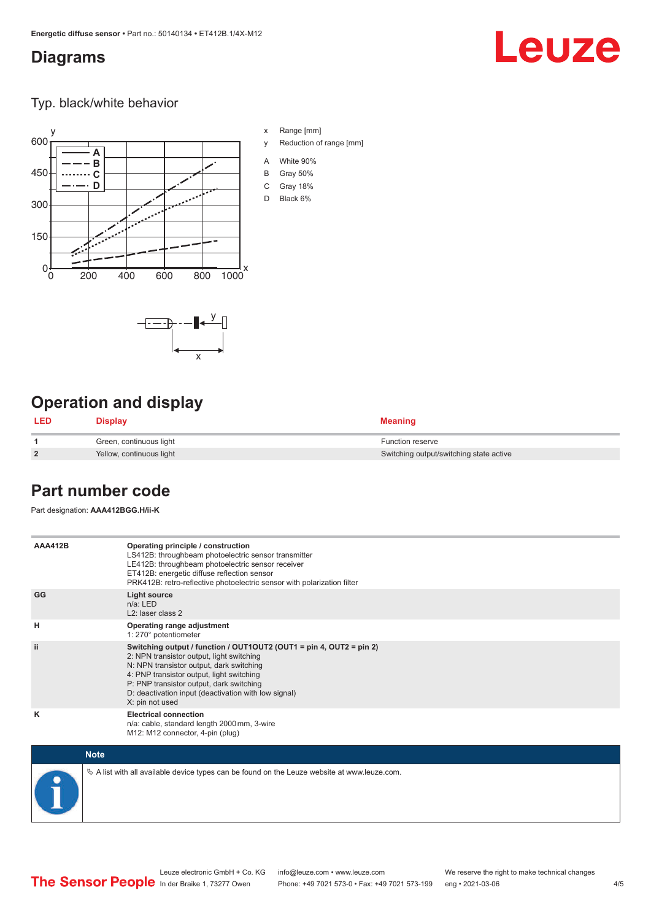## Diagrams

### Typ. black/white behavior

x Range [mm]

y Reduction of range [mm]

A White 90%

B Gray 50%

C Gray 18%

D Black 6%

## Operation and display

| LED | Display | Meaning |
|---|---|---|
| 1 | Green, continuous light | Function reserve |
| 2 | Yellow, continuous light | Switching output/switching state active |

## Part number code

Part designation: **AAA412BGG.H/ii-K**

| | |
|---|---|
| **AAA412B** | **Operating principle / construction**<br>LS412B: throughbeam photoelectric sensor transmitter<br>LE412B: throughbeam photoelectric sensor receiver<br>ET412B: energetic diffuse reflection sensor<br>PRK412B: retro-reflective photoelectric sensor with polarization filter |
| **GG** | **Light source**<br>n/a: LED<br>L2: laser class 2 |
| **H** | **Operating range adjustment**<br>1: 270° potentiometer |
| **ii** | **Switching output / function / OUT1OUT2 (OUT1 = pin 4, OUT2 = pin 2)**<br>2: NPN transistor output, light switching<br>N: NPN transistor output, dark switching<br>4: PNP transistor output, light switching<br>P: PNP transistor output, dark switching<br>D: deactivation input (deactivation with low signal)<br>X: pin not used |
| **K** | **Electrical connection**<br>n/a: cable, standard length 2000 mm, 3-wire<br>M12: M12 connector, 4-pin (plug) |

**Note**

A list with all available device types can be found on the Leuze website at www.leuze.com.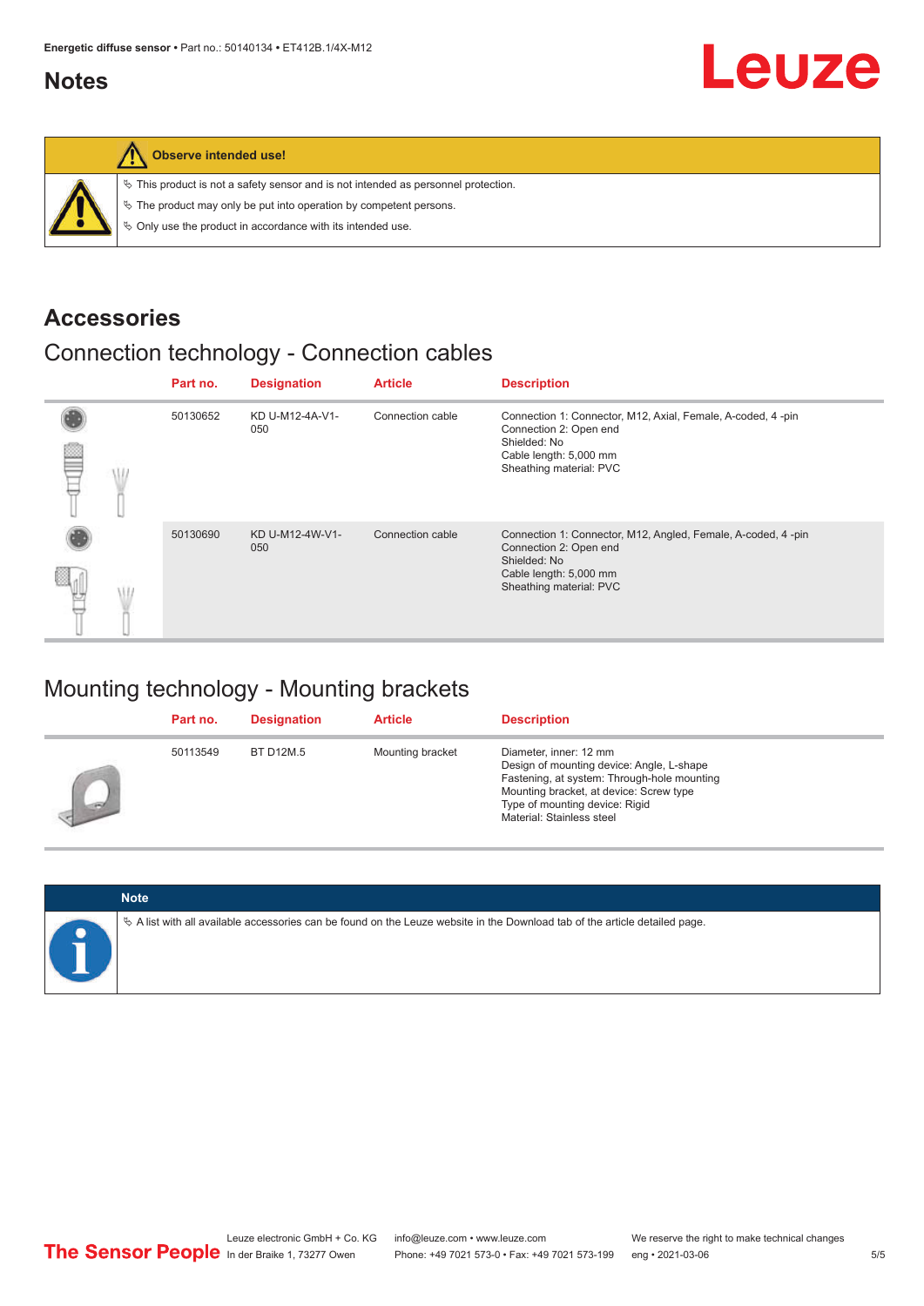## Notes

**Observe intended use!**

- This product is not a safety sensor and is not intended as personnel protection.
- The product may only be put into operation by competent persons.
- Only use the product in accordance with its intended use.

## Accessories

### Connection technology - Connection cables

| Part no. | Designation | Article | Description |
| --- | --- | --- | --- |
| 50130652 | KD U-M12-4A-V1-050 | Connection cable | Connection 1: Connector, M12, Axial, Female, A-coded, 4 -pin<br>Connection 2: Open end<br>Shielded: No<br>Cable length: 5,000 mm<br>Sheathing material: PVC |
| 50130690 | KD U-M12-4W-V1-050 | Connection cable | Connection 1: Connector, M12, Angled, Female, A-coded, 4 -pin<br>Connection 2: Open end<br>Shielded: No<br>Cable length: 5,000 mm<br>Sheathing material: PVC |

### Mounting technology - Mounting brackets

| Part no. | Designation | Article | Description |
| --- | --- | --- | --- |
| 50113549 | BT D12M.5 | Mounting bracket | Diameter, inner: 12 mm<br>Design of mounting device: Angle, L-shape<br>Fastening, at system: Through-hole mounting<br>Mounting bracket, at device: Screw type<br>Type of mounting device: Rigid<br>Material: Stainless steel |

**Note**

- A list with all available accessories can be found on the Leuze website in the Download tab of the article detailed page.